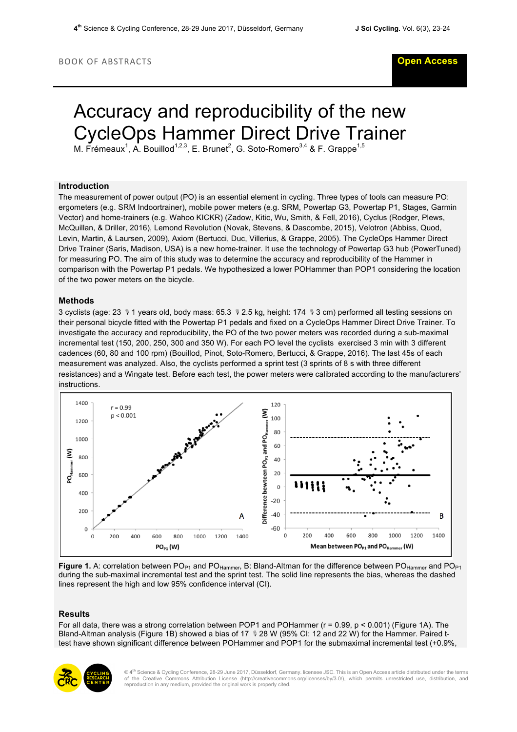BOOK OF ABSTRACTS

# Accuracy and reproducibility of the new CycleOps Hammer Direct Drive Trainer

M. Frémeaux[1], A. Bouillod[1,2,3], E. Brunet[2], G. Soto-Romero[3,4] & F. Grappe[1,5]

## Introduction

The measurement of power output (PO) is an essential element in cycling. Three types of tools can measure PO: ergometers (e.g. SRM Indoortrainer), mobile power meters (e.g. SRM, Powertap G3, Powertap P1, Stages, Garmin Vector) and home-trainers (e.g. Wahoo KICKR) (Zadow, Kitic, Wu, Smith, & Fell, 2016), Cyclus (Rodger, Plews, McQuillan, & Driller, 2016), Lemond Revolution (Novak, Stevens, & Dascombe, 2015), Velotron (Abbiss, Quod, Levin, Martin, & Laursen, 2009), Axiom (Bertucci, Duc, Villerius, & Grappe, 2005). The CycleOps Hammer Direct Drive Trainer (Saris, Madison, USA) is a new home-trainer. It use the technology of Powertap G3 hub (PowerTuned) for measuring PO. The aim of this study was to determine the accuracy and reproducibility of the Hammer in comparison with the Powertap P1 pedals. We hypothesized a lower POHammer than POP1 considering the location of the two power meters on the bicycle.

## Methods

3 cyclists (age: 23 ± 1 years old, body mass: 65.3 ± 2.5 kg, height: 174 ± 3 cm) performed all testing sessions on their personal bicycle fitted with the Powertap P1 pedals and fixed on a CycleOps Hammer Direct Drive Trainer. To investigate the accuracy and reproducibility, the PO of the two power meters was recorded during a sub-maximal incremental test (150, 200, 250, 300 and 350 W). For each PO level the cyclists exercised 3 min with 3 different cadences (60, 80 and 100 rpm) (Bouillod, Pinot, Soto-Romero, Bertucci, & Grappe, 2016). The last 45s of each measurement was analyzed. Also, the cyclists performed a sprint test (3 sprints of 8 s with three different resistances) and a Wingate test. Before each test, the power meters were calibrated according to the manufacturers' instructions.

**Figure 1.** A: correlation between $PO_{P1}$ and $PO_{Hammer}$, B: Bland-Altman for the difference between $PO_{Hammer}$ and $PO_{P1}$ during the sub-maximal incremental test and the sprint test. The solid line represents the bias, whereas the dashed lines represent the high and low 95% confidence interval (CI).

## Results

For all data, there was a strong correlation between POP1 and POHammer ($r = 0.99$, $p < 0.001$) (Figure 1A). The Bland-Altman analysis (Figure 1B) showed a bias of 17 ± 28 W (95% CI: 12 and 22 W) for the Hammer. Paired t-test have shown significant difference between POHammer and POP1 for the submaximal incremental test (+0.9%,

© 4th Science & Cycling Conference, 28-29 June 2017, Düsseldorf, Germany. licensee JSC. This is an Open Access article distributed under the terms of the Creative Commons Attribution License (http://creativecommons.org/licenses/by/3.0/), which permits unrestricted use, distribution, and reproduction in any medium, provided the original work is properly cited.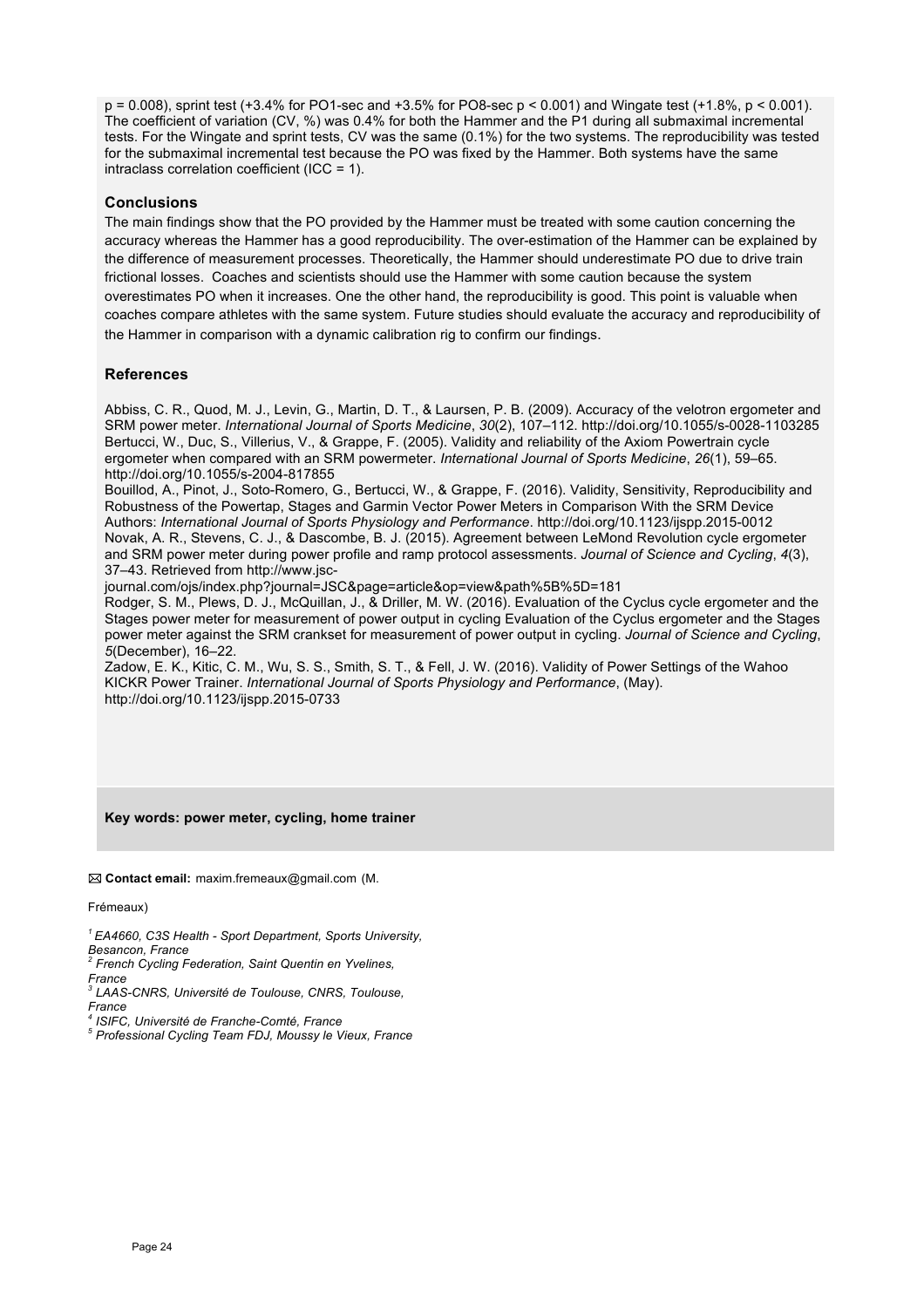$p = 0.008$), sprint test (+3.4% for PO1-sec and +3.5% for PO8-sec $p < 0.001$) and Wingate test (+1.8%, $p < 0.001$). The coefficient of variation (CV, %) was 0.4% for both the Hammer and the P1 during all submaximal incremental tests. For the Wingate and sprint tests, CV was the same (0.1%) for the two systems. The reproducibility was tested for the submaximal incremental test because the PO was fixed by the Hammer. Both systems have the same intraclass correlation coefficient (ICC = 1).

### Conclusions

The main findings show that the PO provided by the Hammer must be treated with some caution concerning the accuracy whereas the Hammer has a good reproducibility. The over-estimation of the Hammer can be explained by the difference of measurement processes. Theoretically, the Hammer should underestimate PO due to drive train frictional losses. Coaches and scientists should use the Hammer with some caution because the system overestimates PO when it increases. One the other hand, the reproducibility is good. This point is valuable when coaches compare athletes with the same system. Future studies should evaluate the accuracy and reproducibility of the Hammer in comparison with a dynamic calibration rig to confirm our findings.

### References

Abbiss, C. R., Quod, M. J., Levin, G., Martin, D. T., & Laursen, P. B. (2009). Accuracy of the velotron ergometer and SRM power meter. *International Journal of Sports Medicine*, *30*(2), 107–112. http://doi.org/10.1055/s-0028-1103285
Bertucci, W., Duc, S., Villerius, V., & Grappe, F. (2005). Validity and reliability of the Axiom Powertrain cycle ergometer when compared with an SRM powermeter. *International Journal of Sports Medicine*, *26*(1), 59–65. http://doi.org/10.1055/s-2004-817855
Bouillod, A., Pinot, J., Soto-Romero, G., Bertucci, W., & Grappe, F. (2016). Validity, Sensitivity, Reproducibility and Robustness of the Powertap, Stages and Garmin Vector Power Meters in Comparison With the SRM Device Authors: *International Journal of Sports Physiology and Performance*. http://doi.org/10.1123/ijspp.2015-0012
Novak, A. R., Stevens, C. J., & Dascombe, B. J. (2015). Agreement between LeMond Revolution cycle ergometer and SRM power meter during power profile and ramp protocol assessments. *Journal of Science and Cycling*, *4*(3), 37–43. Retrieved from http://www.jsc-journal.com/ojs/index.php?journal=JSC&page=article&op=view&path%5B%5D=181
Rodger, S. M., Plews, D. J., McQuillan, J., & Driller, M. W. (2016). Evaluation of the Cyclus cycle ergometer and the Stages power meter for measurement of power output in cycling Evaluation of the Cyclus ergometer and the Stages power meter against the SRM crankset for measurement of power output in cycling. *Journal of Science and Cycling*, *5*(December), 16–22.
Zadow, E. K., Kitic, C. M., Wu, S. S., Smith, S. T., & Fell, J. W. (2016). Validity of Power Settings of the Wahoo KICKR Power Trainer. *International Journal of Sports Physiology and Performance*, (May). http://doi.org/10.1123/ijspp.2015-0733

**Key words: power meter, cycling, home trainer**

✉ **Contact email:** maxim.fremeaux@gmail.com (M. Frémeaux)

[1] *EA4660, C3S Health - Sport Department, Sports University, Besancon, France*
[2] *French Cycling Federation, Saint Quentin en Yvelines, France*
[3] *LAAS-CNRS, Université de Toulouse, CNRS, Toulouse, France*
[4] *ISIFC, Université de Franche-Comté, France*
[5] *Professional Cycling Team FDJ, Moussy le Vieux, France*